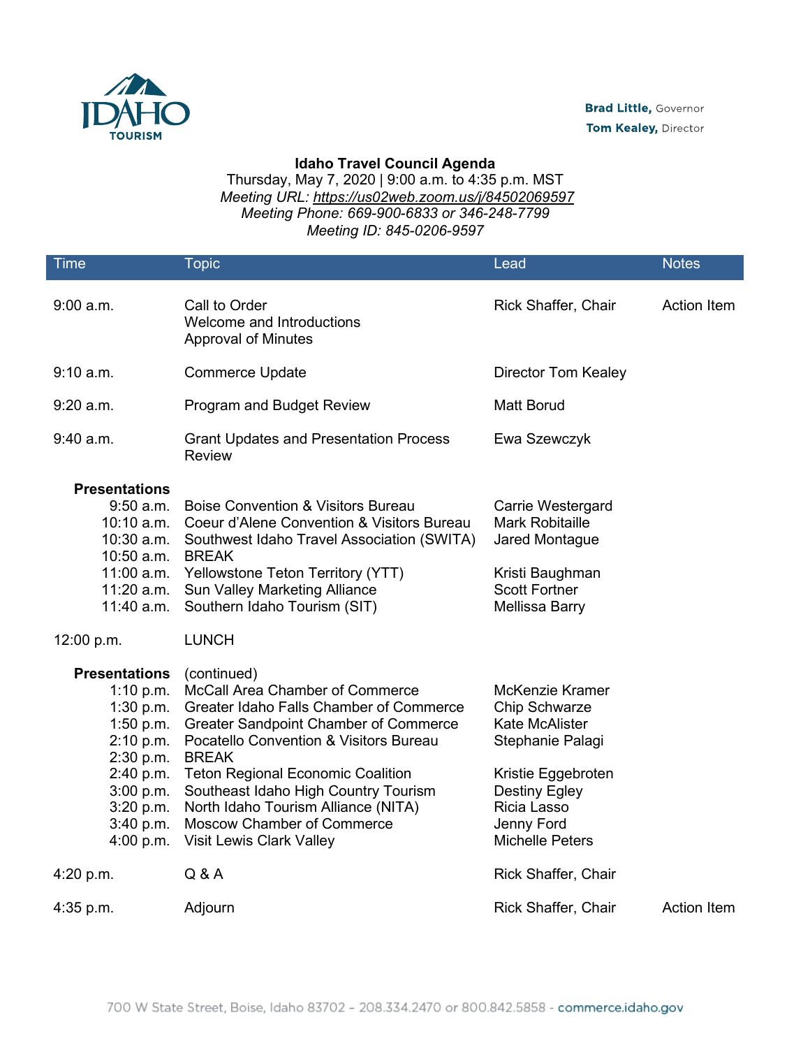Brad Little, Governor
Tom Kealey, Director

# Idaho Travel Council Agenda

Thursday, May 7, 2020 | 9:00 a.m. to 4:35 p.m. MST
*Meeting URL: https://us02web.zoom.us/j/84502069597*
*Meeting Phone: 669-900-6833 or 346-248-7799*
*Meeting ID: 845-0206-9597*

| Time | Topic | Lead | Notes |
|---|---|---|---|
| 9:00 a.m. | Call to Order<br>Welcome and Introductions<br>Approval of Minutes | Rick Shaffer, Chair | Action Item |
| 9:10 a.m. | Commerce Update | Director Tom Kealey | |
| 9:20 a.m. | Program and Budget Review | Matt Borud | |
| 9:40 a.m. | Grant Updates and Presentation Process Review | Ewa Szewczyk | |
| **Presentations** | | | |
| 9:50 a.m. | Boise Convention & Visitors Bureau | Carrie Westergard | |
| 10:10 a.m. | Coeur d'Alene Convention & Visitors Bureau | Mark Robitaille | |
| 10:30 a.m. | Southwest Idaho Travel Association (SWITA) | Jared Montague | |
| 10:50 a.m. | BREAK | | |
| 11:00 a.m. | Yellowstone Teton Territory (YTT) | Kristi Baughman | |
| 11:20 a.m. | Sun Valley Marketing Alliance | Scott Fortner | |
| 11:40 a.m. | Southern Idaho Tourism (SIT) | Mellissa Barry | |
| 12:00 p.m. | LUNCH | | |
| **Presentations** | (continued) | | |
| 1:10 p.m. | McCall Area Chamber of Commerce | McKenzie Kramer | |
| 1:30 p.m. | Greater Idaho Falls Chamber of Commerce | Chip Schwarze | |
| 1:50 p.m. | Greater Sandpoint Chamber of Commerce | Kate McAlister | |
| 2:10 p.m. | Pocatello Convention & Visitors Bureau | Stephanie Palagi | |
| 2:30 p.m. | BREAK | | |
| 2:40 p.m. | Teton Regional Economic Coalition | Kristie Eggebroten | |
| 3:00 p.m. | Southeast Idaho High Country Tourism | Destiny Egley | |
| 3:20 p.m. | North Idaho Tourism Alliance (NITA) | Ricia Lasso | |
| 3:40 p.m. | Moscow Chamber of Commerce | Jenny Ford | |
| 4:00 p.m. | Visit Lewis Clark Valley | Michelle Peters | |
| 4:20 p.m. | Q & A | Rick Shaffer, Chair | |
| 4:35 p.m. | Adjourn | Rick Shaffer, Chair | Action Item |

700 W State Street, Boise, Idaho 83702 – 208.334.2470 or 800.842.5858 - commerce.idaho.gov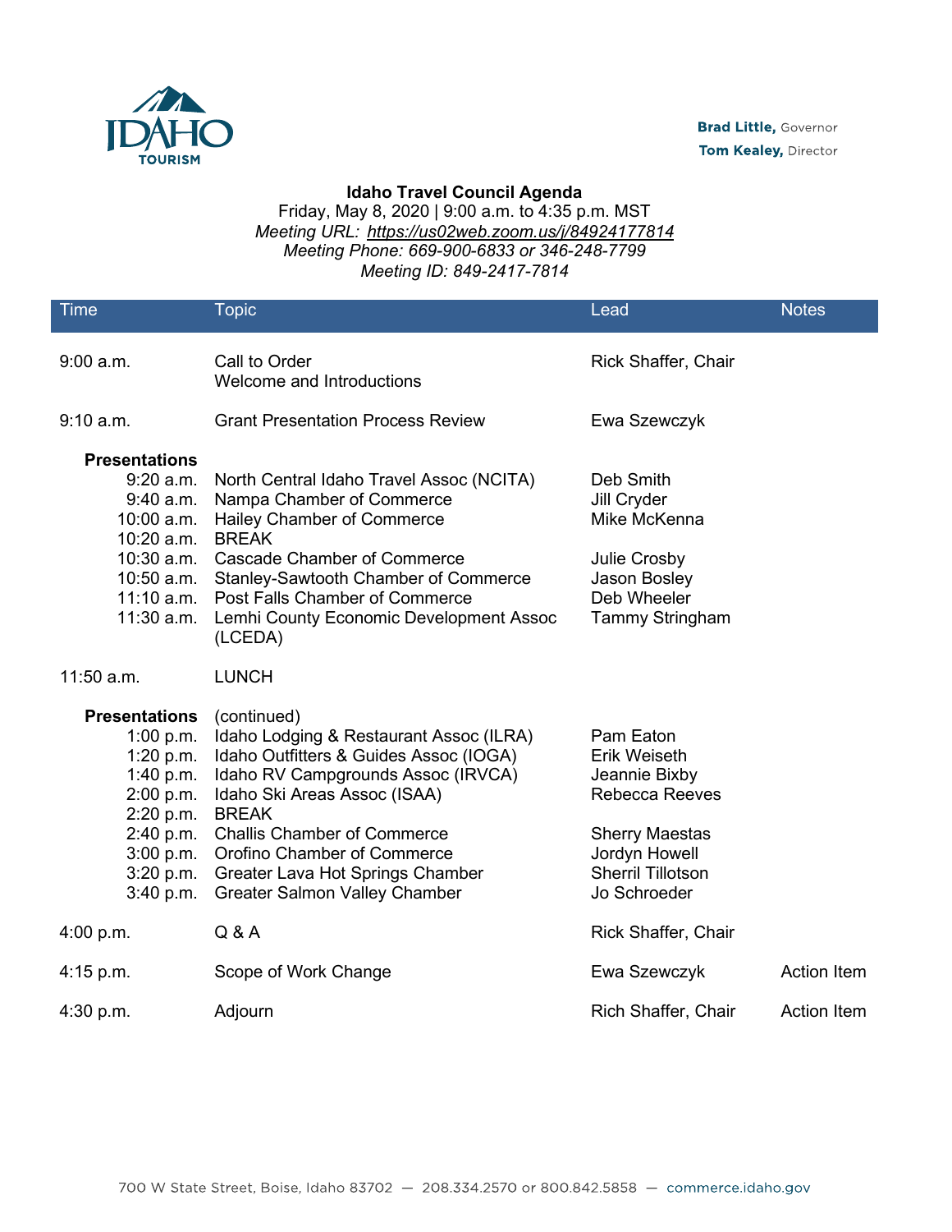IDAHO TOURISM

**Brad Little,** Governor
**Tom Kealey,** Director

**Idaho Travel Council Agenda**
Friday, May 8, 2020 | 9:00 a.m. to 4:35 p.m. MST
*Meeting URL: https://us02web.zoom.us/j/84924177814*
*Meeting Phone: 669-900-6833 or 346-248-7799*
*Meeting ID: 849-2417-7814*

| Time | Topic | Lead | Notes |
|---|---|---|---|
| 9:00 a.m. | Call to Order<br>Welcome and Introductions | Rick Shaffer, Chair | |
| 9:10 a.m. | Grant Presentation Process Review | Ewa Szewczyk | |
| **Presentations** | | | |
| 9:20 a.m. | North Central Idaho Travel Assoc (NCITA) | Deb Smith | |
| 9:40 a.m. | Nampa Chamber of Commerce | Jill Cryder | |
| 10:00 a.m. | Hailey Chamber of Commerce | Mike McKenna | |
| 10:20 a.m. | BREAK | | |
| 10:30 a.m. | Cascade Chamber of Commerce | Julie Crosby | |
| 10:50 a.m. | Stanley-Sawtooth Chamber of Commerce | Jason Bosley | |
| 11:10 a.m. | Post Falls Chamber of Commerce | Deb Wheeler | |
| 11:30 a.m. | Lemhi County Economic Development Assoc (LCEDA) | Tammy Stringham | |
| 11:50 a.m. | LUNCH | | |
| **Presentations** | (continued) | | |
| 1:00 p.m. | Idaho Lodging & Restaurant Assoc (ILRA) | Pam Eaton | |
| 1:20 p.m. | Idaho Outfitters & Guides Assoc (IOGA) | Erik Weiseth | |
| 1:40 p.m. | Idaho RV Campgrounds Assoc (IRVCA) | Jeannie Bixby | |
| 2:00 p.m. | Idaho Ski Areas Assoc (ISAA) | Rebecca Reeves | |
| 2:20 p.m. | BREAK | | |
| 2:40 p.m. | Challis Chamber of Commerce | Sherry Maestas | |
| 3:00 p.m. | Orofino Chamber of Commerce | Jordyn Howell | |
| 3:20 p.m. | Greater Lava Hot Springs Chamber | Sherril Tillotson | |
| 3:40 p.m. | Greater Salmon Valley Chamber | Jo Schroeder | |
| 4:00 p.m. | Q & A | Rick Shaffer, Chair | |
| 4:15 p.m. | Scope of Work Change | Ewa Szewczyk | Action Item |
| 4:30 p.m. | Adjourn | Rich Shaffer, Chair | Action Item |

700 W State Street, Boise, Idaho 83702 — 208.334.2570 or 800.842.5858 — commerce.idaho.gov